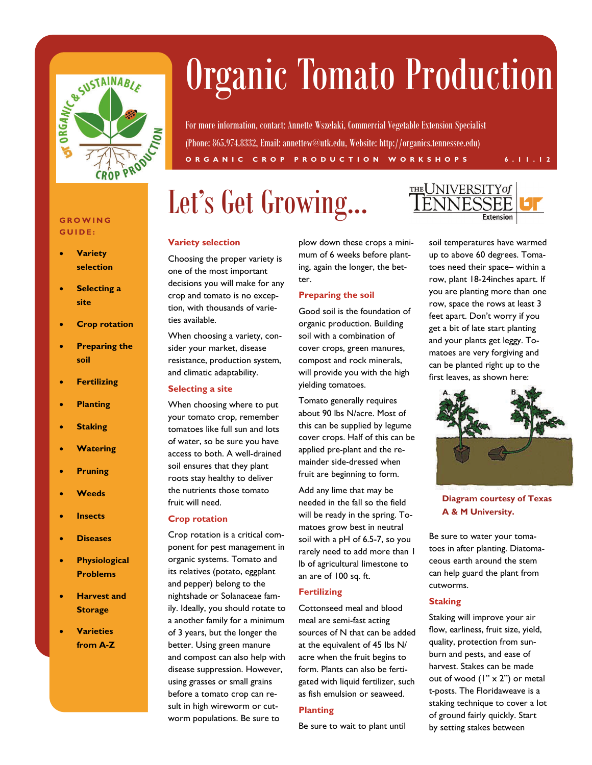# Organic Tomato Production

For more information, contact: Annette Wszelaki, Commercial Vegetable Extension Specialist
(Phone: 865.974.8332, Email: annettew@utk.edu, Website: http://organics.tennessee.edu)

ORGANIC CROP PRODUCTION WORKSHOPS 6.11.12

**GROWING GUIDE:**

- Variety selection
- Selecting a site
- Crop rotation
- Preparing the soil
- Fertilizing
- Planting
- Staking
- Watering
- Pruning
- Weeds
- Insects
- Diseases
- Physiological Problems
- Harvest and Storage
- Varieties from A-Z

## Let's Get Growing...

### Variety selection

Choosing the proper variety is one of the most important decisions you will make for any crop and tomato is no exception, with thousands of varieties available.

When choosing a variety, consider your market, disease resistance, production system, and climatic adaptability.

### Selecting a site

When choosing where to put your tomato crop, remember tomatoes like full sun and lots of water, so be sure you have access to both. A well-drained soil ensures that they plant roots stay healthy to deliver the nutrients those tomato fruit will need.

### Crop rotation

Crop rotation is a critical component for pest management in organic systems. Tomato and its relatives (potato, eggplant and pepper) belong to the nightshade or Solanaceae family. Ideally, you should rotate to a another family for a minimum of 3 years, but the longer the better. Using green manure and compost can also help with disease suppression. However, using grasses or small grains before a tomato crop can result in high wireworm or cutworm populations. Be sure to plow down these crops a minimum of 6 weeks before planting, again the longer, the better.

### Preparing the soil

Good soil is the foundation of organic production. Building soil with a combination of cover crops, green manures, compost and rock minerals, will provide you with the high yielding tomatoes.

Tomato generally requires about 90 lbs N/acre. Most of this can be supplied by legume cover crops. Half of this can be applied pre-plant and the remainder side-dressed when fruit are beginning to form.

Add any lime that may be needed in the fall so the field will be ready in the spring. Tomatoes grow best in neutral soil with a pH of 6.5-7, so you rarely need to add more than 1 lb of agricultural limestone to an are of 100 sq. ft.

### Fertilizing

Cottonseed meal and blood meal are semi-fast acting sources of N that can be added at the equivalent of 45 lbs N/acre when the fruit begins to form. Plants can also be fertigated with liquid fertilizer, such as fish emulsion or seaweed.

### Planting

Be sure to wait to plant until soil temperatures have warmed up to above 60 degrees. Tomatoes need their space– within a row, plant 18-24inches apart. If you are planting more than one row, space the rows at least 3 feet apart. Don't worry if you get a bit of late start planting and your plants get leggy. Tomatoes are very forgiving and can be planted right up to the first leaves, as shown here:

**Diagram courtesy of Texas A & M University.**

Be sure to water your tomatoes in after planting. Diatomaceous earth around the stem can help guard the plant from cutworms.

### Staking

Staking will improve your air flow, earliness, fruit size, yield, quality, protection from sunburn and pests, and ease of harvest. Stakes can be made out of wood (1" x 2") or metal t-posts. The Floridaweave is a staking technique to cover a lot of ground fairly quickly. Start by setting stakes between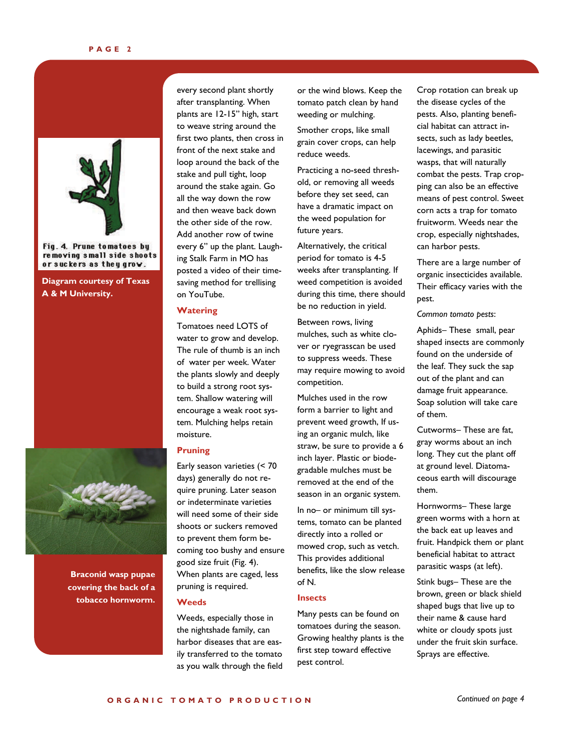Fig. 4. Prune tomatoes by removing small side shoots or suckers as they grow.

**Diagram courtesy of Texas A & M University.**

**Braconid wasp pupae covering the back of a tobacco hornworm.**

every second plant shortly after transplanting. When plants are 12-15" high, start to weave string around the first two plants, then cross in front of the next stake and loop around the back of the stake and pull tight, loop around the stake again. Go all the way down the row and then weave back down the other side of the row. Add another row of twine every 6" up the plant. Laughing Stalk Farm in MO has posted a video of their time-saving method for trellising on YouTube.

## Watering

Tomatoes need LOTS of water to grow and develop. The rule of thumb is an inch of water per week. Water the plants slowly and deeply to build a strong root system. Shallow watering will encourage a weak root system. Mulching helps retain moisture.

## Pruning

Early season varieties (< 70 days) generally do not require pruning. Later season or indeterminate varieties will need some of their side shoots or suckers removed to prevent them form becoming too bushy and ensure good size fruit (Fig. 4). When plants are caged, less pruning is required.

## Weeds

Weeds, especially those in the nightshade family, can harbor diseases that are easily transferred to the tomato as you walk through the field or the wind blows. Keep the tomato patch clean by hand weeding or mulching.

Smother crops, like small grain cover crops, can help reduce weeds.

Practicing a no-seed threshold, or removing all weeds before they set seed, can have a dramatic impact on the weed population for future years.

Alternatively, the critical period for tomato is 4-5 weeks after transplanting. If weed competition is avoided during this time, there should be no reduction in yield.

Between rows, living mulches, such as white clover or ryegrasscan be used to suppress weeds. These may require mowing to avoid competition.

Mulches used in the row form a barrier to light and prevent weed growth, If using an organic mulch, like straw, be sure to provide a 6 inch layer. Plastic or biodegradable mulches must be removed at the end of the season in an organic system.

In no– or minimum till systems, tomato can be planted directly into a rolled or mowed crop, such as vetch. This provides additional benefits, like the slow release of N.

## Insects

Many pests can be found on tomatoes during the season. Growing healthy plants is the first step toward effective pest control.

Crop rotation can break up the disease cycles of the pests. Also, planting beneficial habitat can attract insects, such as lady beetles, lacewings, and parasitic wasps, that will naturally combat the pests. Trap cropping can also be an effective means of pest control. Sweet corn acts a trap for tomato fruitworm. Weeds near the crop, especially nightshades, can harbor pests.

There are a large number of organic insecticides available. Their efficacy varies with the pest.

*Common tomato pests*:

Aphids– These small, pear shaped insects are commonly found on the underside of the leaf. They suck the sap out of the plant and can damage fruit appearance. Soap solution will take care of them.

Cutworms– These are fat, gray worms about an inch long. They cut the plant off at ground level. Diatomaceous earth will discourage them.

Hornworms– These large green worms with a horn at the back eat up leaves and fruit. Handpick them or plant beneficial habitat to attract parasitic wasps (at left).

Stink bugs– These are the brown, green or black shield shaped bugs that live up to their name & cause hard white or cloudy spots just under the fruit skin surface. Sprays are effective.

*Continued on page 4*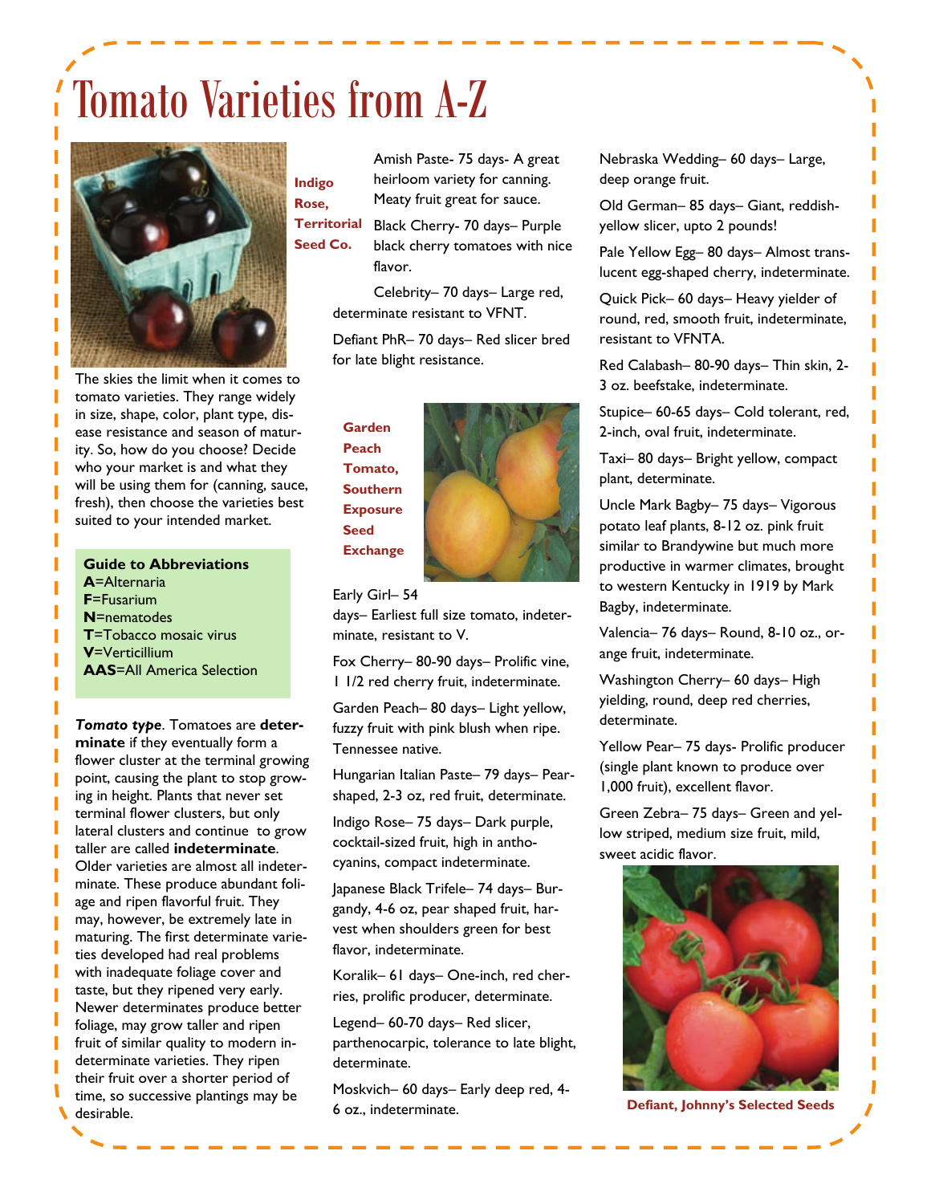# Tomato Varieties from A-Z

Indigo Rose, Territorial Seed Co.

The skies the limit when it comes to tomato varieties. They range widely in size, shape, color, plant type, disease resistance and season of maturity. So, how do you choose? Decide who your market is and what they will be using them for (canning, sauce, fresh), then choose the varieties best suited to your intended market.

**Guide to Abbreviations**
**A**=Alternaria
**F**=Fusarium
**N**=nematodes
**T**=Tobacco mosaic virus
**V**=Verticillium
**AAS**=All America Selection

***Tomato type***. Tomatoes are **determinate** if they eventually form a flower cluster at the terminal growing point, causing the plant to stop growing in height. Plants that never set terminal flower clusters, but only lateral clusters and continue to grow taller are called **indeterminate**. Older varieties are almost all indeterminate. These produce abundant foliage and ripen flavorful fruit. They may, however, be extremely late in maturing. The first determinate varieties developed had real problems with inadequate foliage cover and taste, but they ripened very early. Newer determinates produce better foliage, may grow taller and ripen fruit of similar quality to modern indeterminate varieties. They ripen their fruit over a shorter period of time, so successive plantings may be desirable.

Amish Paste- 75 days- A great heirloom variety for canning. Meaty fruit great for sauce.

Black Cherry- 70 days– Purple black cherry tomatoes with nice flavor.

Celebrity– 70 days– Large red, determinate resistant to VFNT.

Defiant PhR– 70 days– Red slicer bred for late blight resistance.

Garden Peach Tomato, Southern Exposure Seed Exchange

Early Girl– 54 days– Earliest full size tomato, indeterminate, resistant to V.

Fox Cherry– 80-90 days– Prolific vine, 1 1/2 red cherry fruit, indeterminate.

Garden Peach– 80 days– Light yellow, fuzzy fruit with pink blush when ripe. Tennessee native.

Hungarian Italian Paste– 79 days– Pear-shaped, 2-3 oz, red fruit, determinate.

Indigo Rose– 75 days– Dark purple, cocktail-sized fruit, high in anthocyanins, compact indeterminate.

Japanese Black Trifele– 74 days– Burgandy, 4-6 oz, pear shaped fruit, harvest when shoulders green for best flavor, indeterminate.

Koralik– 61 days– One-inch, red cherries, prolific producer, determinate.

Legend– 60-70 days– Red slicer, parthenocarpic, tolerance to late blight, determinate.

Moskvich– 60 days– Early deep red, 4-6 oz., indeterminate.

Nebraska Wedding– 60 days– Large, deep orange fruit.

Old German– 85 days– Giant, reddish-yellow slicer, upto 2 pounds!

Pale Yellow Egg– 80 days– Almost translucent egg-shaped cherry, indeterminate.

Quick Pick– 60 days– Heavy yielder of round, red, smooth fruit, indeterminate, resistant to VFNTA.

Red Calabash– 80-90 days– Thin skin, 2-3 oz. beefstake, indeterminate.

Stupice– 60-65 days– Cold tolerant, red, 2-inch, oval fruit, indeterminate.

Taxi– 80 days– Bright yellow, compact plant, determinate.

Uncle Mark Bagby– 75 days– Vigorous potato leaf plants, 8-12 oz. pink fruit similar to Brandywine but much more productive in warmer climates, brought to western Kentucky in 1919 by Mark Bagby, indeterminate.

Valencia– 76 days– Round, 8-10 oz., orange fruit, indeterminate.

Washington Cherry– 60 days– High yielding, round, deep red cherries, determinate.

Yellow Pear– 75 days- Prolific producer (single plant known to produce over 1,000 fruit), excellent flavor.

Green Zebra– 75 days– Green and yellow striped, medium size fruit, mild, sweet acidic flavor.

Defiant, Johnny's Selected Seeds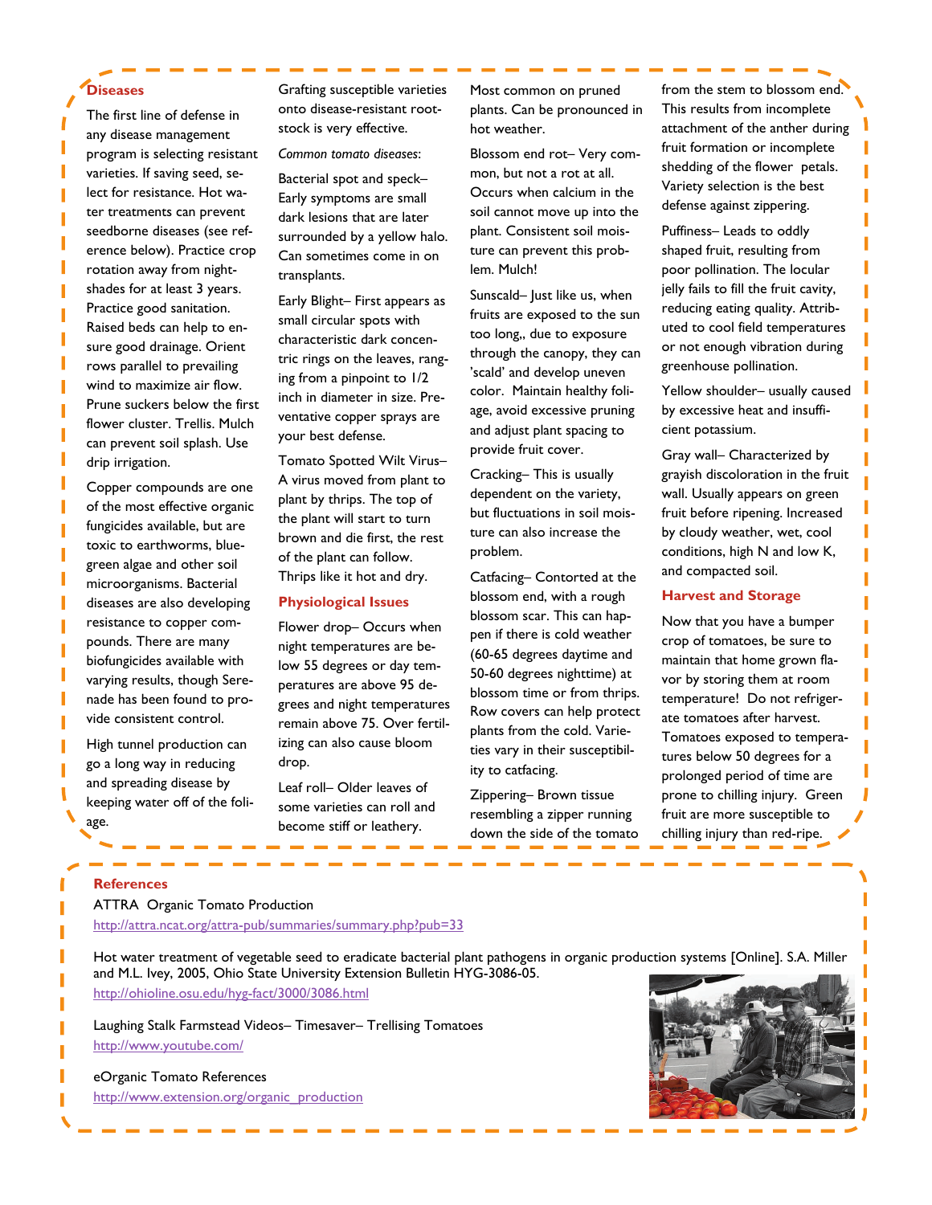## Diseases

The first line of defense in any disease management program is selecting resistant varieties. If saving seed, select for resistance. Hot water treatments can prevent seedborne diseases (see reference below). Practice crop rotation away from nightshades for at least 3 years. Practice good sanitation. Raised beds can help to ensure good drainage. Orient rows parallel to prevailing wind to maximize air flow. Prune suckers below the first flower cluster. Trellis. Mulch can prevent soil splash. Use drip irrigation.

Copper compounds are one of the most effective organic fungicides available, but are toxic to earthworms, blue-green algae and other soil microorganisms. Bacterial diseases are also developing resistance to copper compounds. There are many biofungicides available with varying results, though Serenade has been found to provide consistent control.

High tunnel production can go a long way in reducing and spreading disease by keeping water off of the foliage.

Grafting susceptible varieties onto disease-resistant rootstock is very effective.

*Common tomato diseases*:

Bacterial spot and speck– Early symptoms are small dark lesions that are later surrounded by a yellow halo. Can sometimes come in on transplants.

Early Blight– First appears as small circular spots with characteristic dark concentric rings on the leaves, ranging from a pinpoint to 1/2 inch in diameter in size. Preventative copper sprays are your best defense.

Tomato Spotted Wilt Virus– A virus moved from plant to plant by thrips. The top of the plant will start to turn brown and die first, the rest of the plant can follow. Thrips like it hot and dry.

## Physiological Issues

Flower drop– Occurs when night temperatures are below 55 degrees or day temperatures are above 95 degrees and night temperatures remain above 75. Over fertilizing can also cause bloom drop.

Leaf roll– Older leaves of some varieties can roll and become stiff or leathery. Most common on pruned plants. Can be pronounced in hot weather.

Blossom end rot– Very common, but not a rot at all. Occurs when calcium in the soil cannot move up into the plant. Consistent soil moisture can prevent this problem. Mulch!

Sunscald– Just like us, when fruits are exposed to the sun too long,, due to exposure through the canopy, they can 'scald' and develop uneven color. Maintain healthy foliage, avoid excessive pruning and adjust plant spacing to provide fruit cover.

Cracking– This is usually dependent on the variety, but fluctuations in soil moisture can also increase the problem.

Catfacing– Contorted at the blossom end, with a rough blossom scar. This can happen if there is cold weather (60-65 degrees daytime and 50-60 degrees nighttime) at blossom time or from thrips. Row covers can help protect plants from the cold. Varieties vary in their susceptibility to catfacing.

Zippering– Brown tissue resembling a zipper running down the side of the tomato from the stem to blossom end. This results from incomplete attachment of the anther during fruit formation or incomplete shedding of the flower petals. Variety selection is the best defense against zippering.

Puffiness– Leads to oddly shaped fruit, resulting from poor pollination. The locular jelly fails to fill the fruit cavity, reducing eating quality. Attributed to cool field temperatures or not enough vibration during greenhouse pollination.

Yellow shoulder– usually caused by excessive heat and insufficient potassium.

Gray wall– Characterized by grayish discoloration in the fruit wall. Usually appears on green fruit before ripening. Increased by cloudy weather, wet, cool conditions, high N and low K, and compacted soil.

## Harvest and Storage

Now that you have a bumper crop of tomatoes, be sure to maintain that home grown flavor by storing them at room temperature! Do not refrigerate tomatoes after harvest. Tomatoes exposed to temperatures below 50 degrees for a prolonged period of time are prone to chilling injury. Green fruit are more susceptible to chilling injury than red-ripe.

## References

ATTRA Organic Tomato Production
http://attra.ncat.org/attra-pub/summaries/summary.php?pub=33

Hot water treatment of vegetable seed to eradicate bacterial plant pathogens in organic production systems [Online]. S.A. Miller and M.L. Ivey, 2005, Ohio State University Extension Bulletin HYG-3086-05.
http://ohioline.osu.edu/hyg-fact/3000/3086.html

Laughing Stalk Farmstead Videos– Timesaver– Trellising Tomatoes
http://www.youtube.com/

eOrganic Tomato References
http://www.extension.org/organic_production